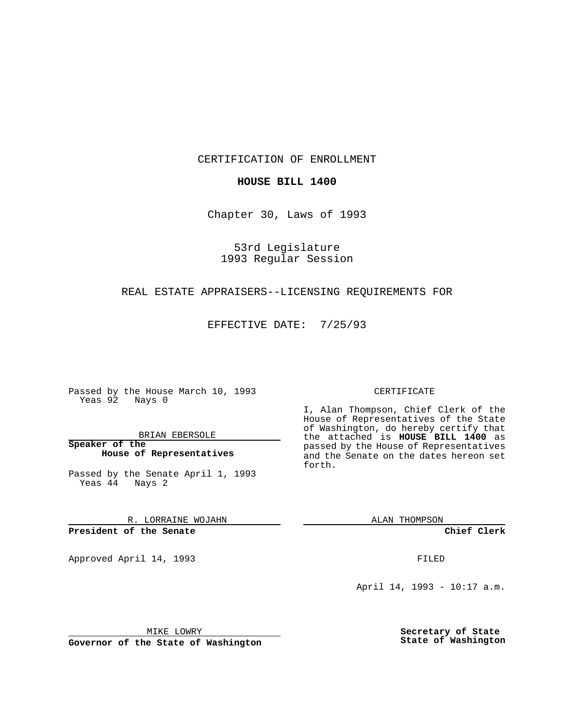CERTIFICATION OF ENROLLMENT

**HOUSE BILL 1400**

Chapter 30, Laws of 1993

53rd Legislature
1993 Regular Session

REAL ESTATE APPRAISERS--LICENSING REQUIREMENTS FOR

EFFECTIVE DATE: 7/25/93

Passed by the House March 10, 1993
Yeas 92 Nays 0

BRIAN EBERSOLE

**Speaker of the House of Representatives**

Passed by the Senate April 1, 1993
Yeas 44 Nays 2

R. LORRAINE WOJAHN

**President of the Senate**

Approved April 14, 1993

MIKE LOWRY

**Governor of the State of Washington**

CERTIFICATE

I, Alan Thompson, Chief Clerk of the House of Representatives of the State of Washington, do hereby certify that the attached is **HOUSE BILL 1400** as passed by the House of Representatives and the Senate on the dates hereon set forth.

ALAN THOMPSON

**Chief Clerk**

FILED

April 14, 1993 - 10:17 a.m.

**Secretary of State**
**State of Washington**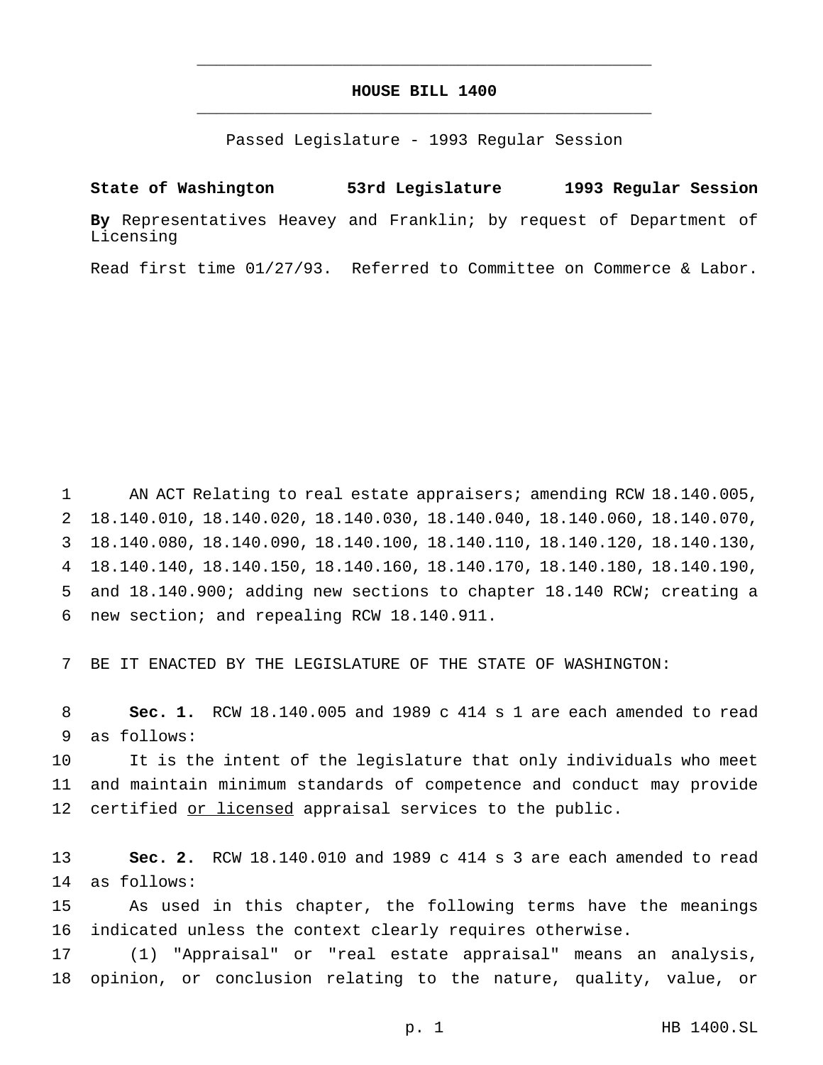# HOUSE BILL 1400

Passed Legislature - 1993 Regular Session

**State of Washington 53rd Legislature 1993 Regular Session**

**By** Representatives Heavey and Franklin; by request of Department of Licensing

Read first time 01/27/93. Referred to Committee on Commerce & Labor.

AN ACT Relating to real estate appraisers; amending RCW 18.140.005, 18.140.010, 18.140.020, 18.140.030, 18.140.040, 18.140.060, 18.140.070, 18.140.080, 18.140.090, 18.140.100, 18.140.110, 18.140.120, 18.140.130, 18.140.140, 18.140.150, 18.140.160, 18.140.170, 18.140.180, 18.140.190, and 18.140.900; adding new sections to chapter 18.140 RCW; creating a new section; and repealing RCW 18.140.911.

BE IT ENACTED BY THE LEGISLATURE OF THE STATE OF WASHINGTON:

**Sec. 1.** RCW 18.140.005 and 1989 c 414 s 1 are each amended to read as follows:

It is the intent of the legislature that only individuals who meet and maintain minimum standards of competence and conduct may provide certified <u>or licensed</u> appraisal services to the public.

**Sec. 2.** RCW 18.140.010 and 1989 c 414 s 3 are each amended to read as follows:

As used in this chapter, the following terms have the meanings indicated unless the context clearly requires otherwise.

(1) "Appraisal" or "real estate appraisal" means an analysis, opinion, or conclusion relating to the nature, quality, value, or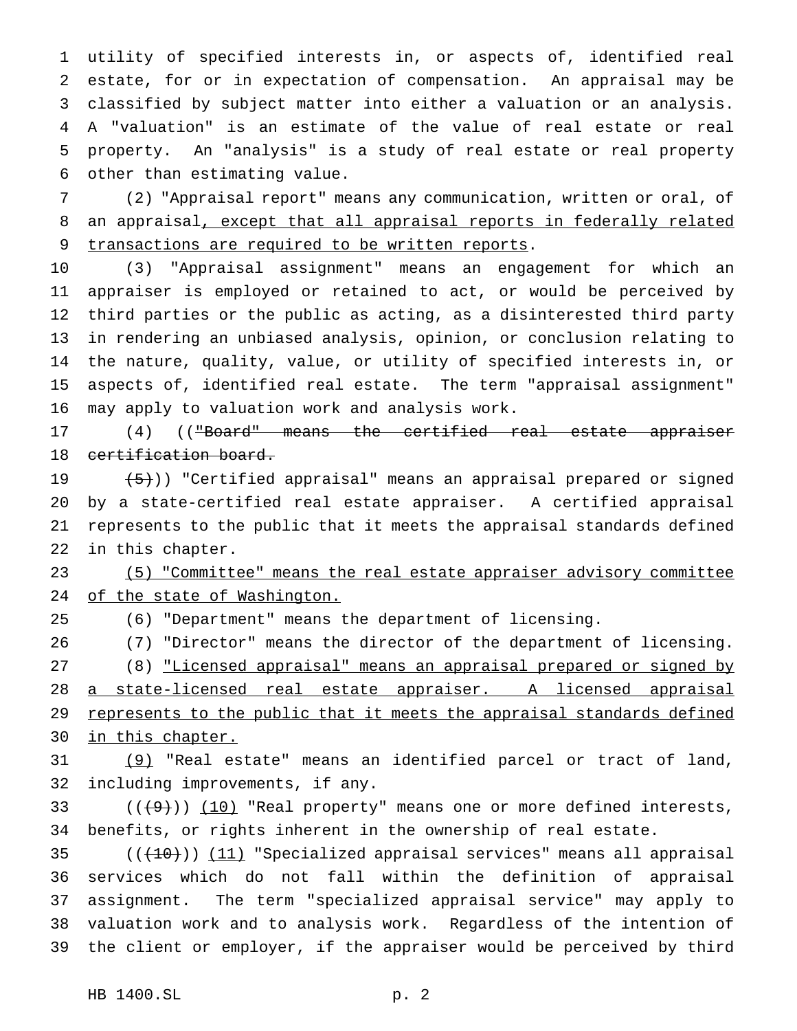utility of specified interests in, or aspects of, identified real estate, for or in expectation of compensation. An appraisal may be classified by subject matter into either a valuation or an analysis. A "valuation" is an estimate of the value of real estate or real property. An "analysis" is a study of real estate or real property other than estimating value.

(2) "Appraisal report" means any communication, written or oral, of an appraisal, except that all appraisal reports in federally related transactions are required to be written reports.

(3) "Appraisal assignment" means an engagement for which an appraiser is employed or retained to act, or would be perceived by third parties or the public as acting, as a disinterested third party in rendering an unbiased analysis, opinion, or conclusion relating to the nature, quality, value, or utility of specified interests in, or aspects of, identified real estate. The term "appraisal assignment" may apply to valuation work and analysis work.

(4) (("Board" means the certified real estate appraiser certification board.

(5))) "Certified appraisal" means an appraisal prepared or signed by a state-certified real estate appraiser. A certified appraisal represents to the public that it meets the appraisal standards defined in this chapter.

(5) "Committee" means the real estate appraiser advisory committee of the state of Washington.

(6) "Department" means the department of licensing.

(7) "Director" means the director of the department of licensing.

(8) "Licensed appraisal" means an appraisal prepared or signed by a state-licensed real estate appraiser. A licensed appraisal represents to the public that it meets the appraisal standards defined in this chapter.

(9) "Real estate" means an identified parcel or tract of land, including improvements, if any.

(((9))) (10) "Real property" means one or more defined interests, benefits, or rights inherent in the ownership of real estate.

(((10))) (11) "Specialized appraisal services" means all appraisal services which do not fall within the definition of appraisal assignment. The term "specialized appraisal service" may apply to valuation work and to analysis work. Regardless of the intention of the client or employer, if the appraiser would be perceived by third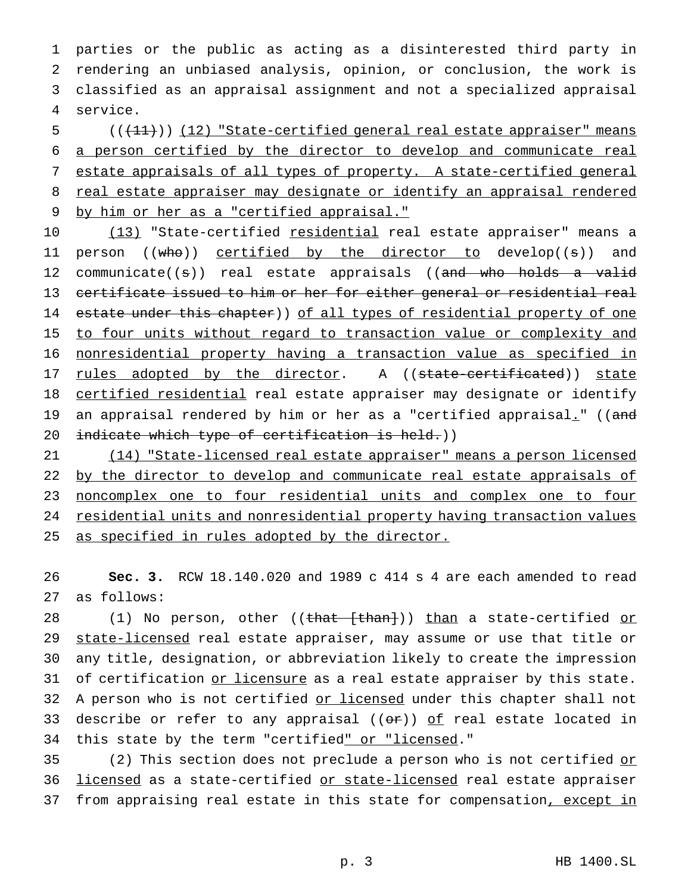parties or the public as acting as a disinterested third party in rendering an unbiased analysis, opinion, or conclusion, the work is classified as an appraisal assignment and not a specialized appraisal service.

(((11))) (12) "State-certified general real estate appraiser" means a person certified by the director to develop and communicate real estate appraisals of all types of property. A state-certified general real estate appraiser may designate or identify an appraisal rendered by him or her as a "certified appraisal."

(13) "State-certified residential real estate appraiser" means a person ((who)) certified by the director to develop((s)) and communicate((s)) real estate appraisals ((and who holds a valid certificate issued to him or her for either general or residential real estate under this chapter)) of all types of residential property of one to four units without regard to transaction value or complexity and nonresidential property having a transaction value as specified in rules adopted by the director. A ((state-certificated)) state certified residential real estate appraiser may designate or identify an appraisal rendered by him or her as a "certified appraisal." ((and indicate which type of certification is held.))

(14) "State-licensed real estate appraiser" means a person licensed by the director to develop and communicate real estate appraisals of noncomplex one to four residential units and complex one to four residential units and nonresidential property having transaction values as specified in rules adopted by the director.

**Sec. 3.** RCW 18.140.020 and 1989 c 414 s 4 are each amended to read as follows:

(1) No person, other ((that [than])) than a state-certified or state-licensed real estate appraiser, may assume or use that title or any title, designation, or abbreviation likely to create the impression of certification or licensure as a real estate appraiser by this state. A person who is not certified or licensed under this chapter shall not describe or refer to any appraisal ((or)) of real estate located in this state by the term "certified" or "licensed."

(2) This section does not preclude a person who is not certified or licensed as a state-certified or state-licensed real estate appraiser from appraising real estate in this state for compensation, except in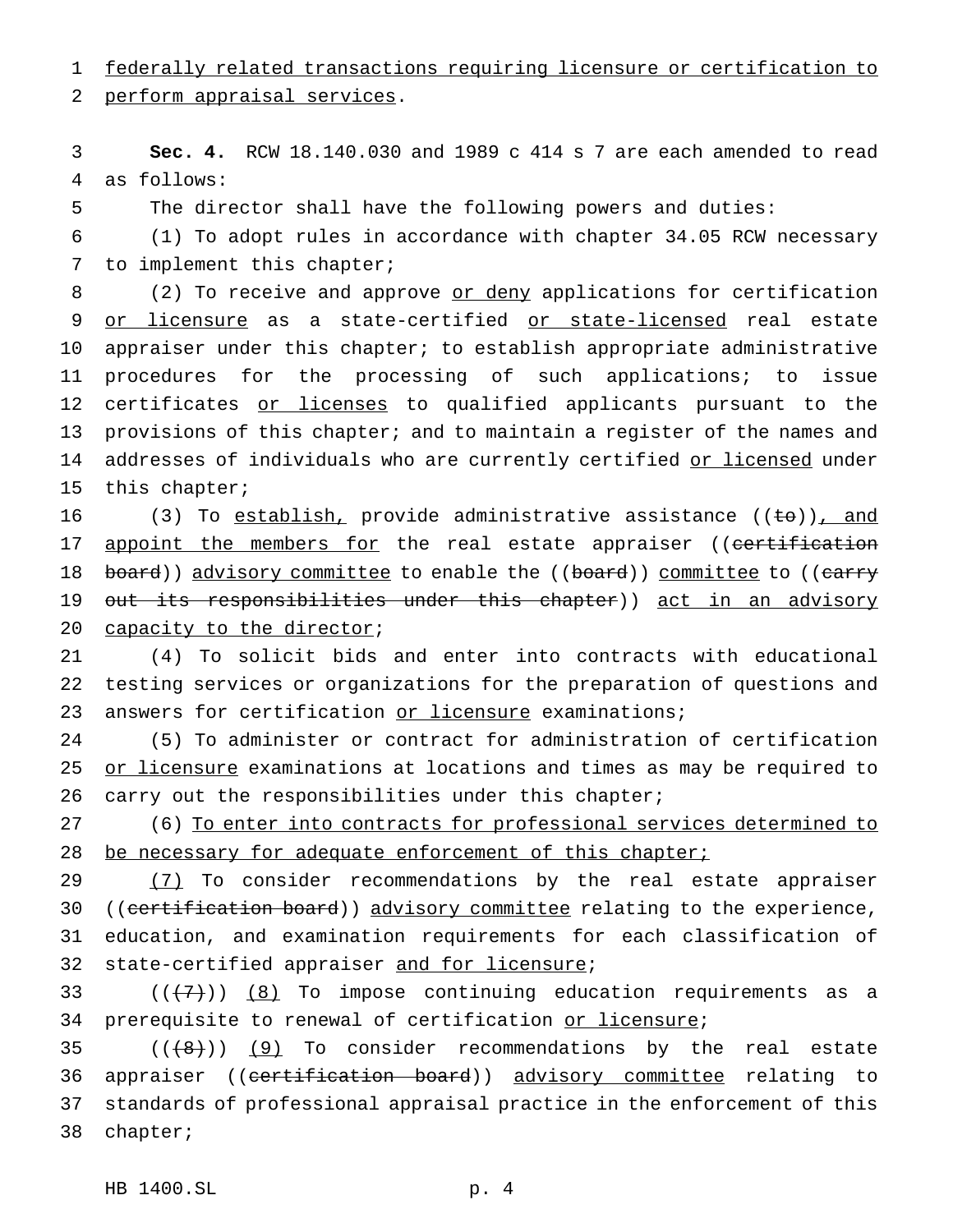federally related transactions requiring licensure or certification to perform appraisal services.

**Sec. 4.** RCW 18.140.030 and 1989 c 414 s 7 are each amended to read as follows:

The director shall have the following powers and duties:

(1) To adopt rules in accordance with chapter 34.05 RCW necessary to implement this chapter;

(2) To receive and approve or deny applications for certification or licensure as a state-certified or state-licensed real estate appraiser under this chapter; to establish appropriate administrative procedures for the processing of such applications; to issue certificates or licenses to qualified applicants pursuant to the provisions of this chapter; and to maintain a register of the names and addresses of individuals who are currently certified or licensed under this chapter;

(3) To establish, provide administrative assistance ((to)), and appoint the members for the real estate appraiser ((certification board)) advisory committee to enable the ((board)) committee to ((carry out its responsibilities under this chapter)) act in an advisory capacity to the director;

(4) To solicit bids and enter into contracts with educational testing services or organizations for the preparation of questions and answers for certification or licensure examinations;

(5) To administer or contract for administration of certification or licensure examinations at locations and times as may be required to carry out the responsibilities under this chapter;

(6) To enter into contracts for professional services determined to be necessary for adequate enforcement of this chapter;

(7) To consider recommendations by the real estate appraiser ((certification board)) advisory committee relating to the experience, education, and examination requirements for each classification of state-certified appraiser and for licensure;

(((7))) (8) To impose continuing education requirements as a prerequisite to renewal of certification or licensure;

(((8))) (9) To consider recommendations by the real estate appraiser ((certification board)) advisory committee relating to standards of professional appraisal practice in the enforcement of this chapter;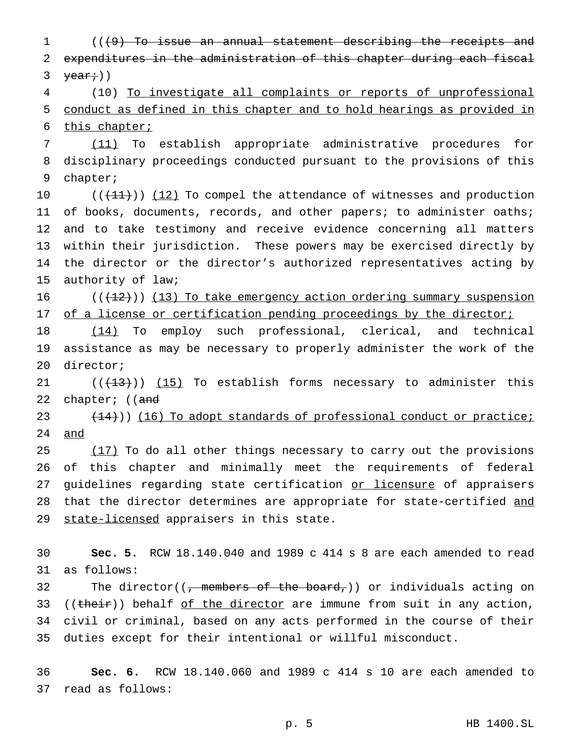(((9) To issue an annual statement describing the receipts and expenditures in the administration of this chapter during each fiscal year;))

(10) To investigate all complaints or reports of unprofessional conduct as defined in this chapter and to hold hearings as provided in this chapter;

(11) To establish appropriate administrative procedures for disciplinary proceedings conducted pursuant to the provisions of this chapter;

(((11))) (12) To compel the attendance of witnesses and production of books, documents, records, and other papers; to administer oaths; and to take testimony and receive evidence concerning all matters within their jurisdiction. These powers may be exercised directly by the director or the director's authorized representatives acting by authority of law;

(((12))) (13) To take emergency action ordering summary suspension of a license or certification pending proceedings by the director;

(14) To employ such professional, clerical, and technical assistance as may be necessary to properly administer the work of the director;

(((13))) (15) To establish forms necessary to administer this chapter; ((and

(14))) (16) To adopt standards of professional conduct or practice; and

(17) To do all other things necessary to carry out the provisions of this chapter and minimally meet the requirements of federal guidelines regarding state certification or licensure of appraisers that the director determines are appropriate for state-certified and state-licensed appraisers in this state.

**Sec. 5.** RCW 18.140.040 and 1989 c 414 s 8 are each amended to read as follows:

The director((, members of the board,)) or individuals acting on ((their)) behalf of the director are immune from suit in any action, civil or criminal, based on any acts performed in the course of their duties except for their intentional or willful misconduct.

**Sec. 6.** RCW 18.140.060 and 1989 c 414 s 10 are each amended to read as follows: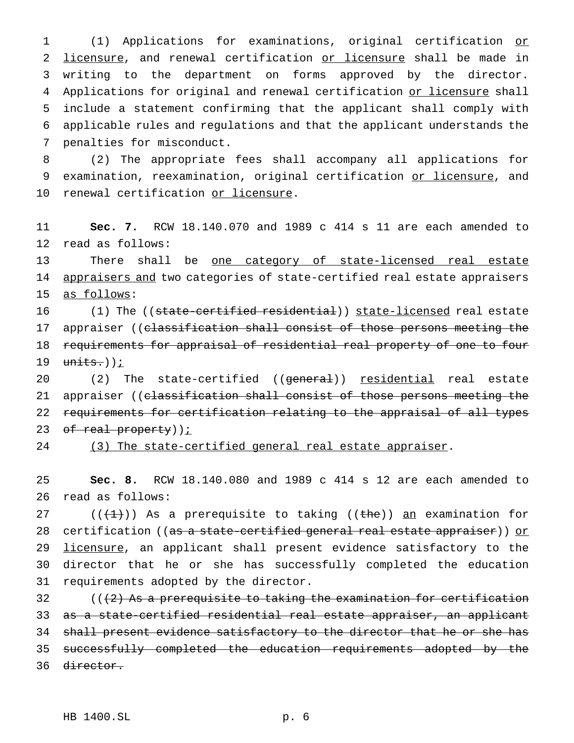(1) Applications for examinations, original certification or licensure, and renewal certification or licensure shall be made in writing to the department on forms approved by the director. Applications for original and renewal certification or licensure shall include a statement confirming that the applicant shall comply with applicable rules and regulations and that the applicant understands the penalties for misconduct.

(2) The appropriate fees shall accompany all applications for examination, reexamination, original certification or licensure, and renewal certification or licensure.

**Sec. 7.** RCW 18.140.070 and 1989 c 414 s 11 are each amended to read as follows:

There shall be one category of state-licensed real estate appraisers and two categories of state-certified real estate appraisers as follows:

(1) The ((~~state-certified residential~~)) state-licensed real estate appraiser ((~~classification shall consist of those persons meeting the requirements for appraisal of residential real property of one to four units.~~));

(2) The state-certified ((~~general~~)) residential real estate appraiser ((~~classification shall consist of those persons meeting the requirements for certification relating to the appraisal of all types of real property~~));

(3) The state-certified general real estate appraiser.

**Sec. 8.** RCW 18.140.080 and 1989 c 414 s 12 are each amended to read as follows:

((~~(1)~~)) As a prerequisite to taking ((~~the~~)) an examination for certification ((~~as a state-certified general real estate appraiser~~)) or licensure, an applicant shall present evidence satisfactory to the director that he or she has successfully completed the education requirements adopted by the director.

((~~(2) As a prerequisite to taking the examination for certification as a state-certified residential real estate appraiser, an applicant shall present evidence satisfactory to the director that he or she has successfully completed the education requirements adopted by the director.~~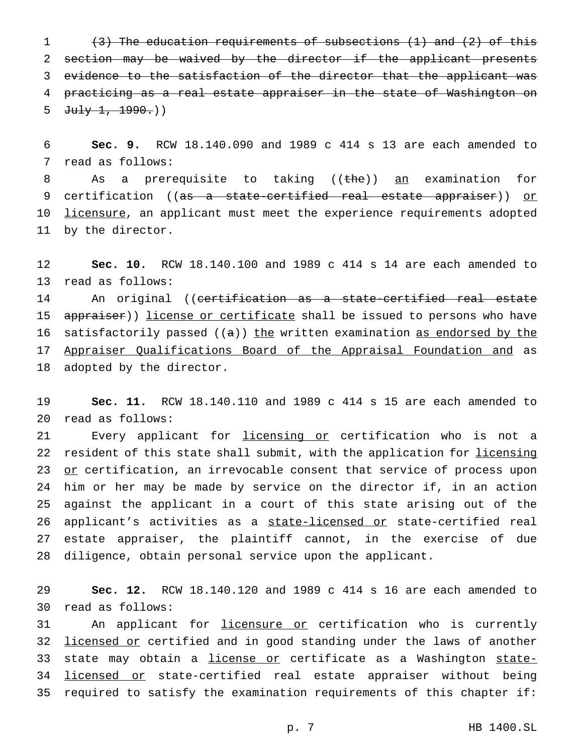(~~(3) The education requirements of subsections (1) and (2) of this section may be waived by the director if the applicant presents evidence to the satisfaction of the director that the applicant was practicing as a real estate appraiser in the state of Washington on July 1, 1990.~~))

**Sec. 9.** RCW 18.140.090 and 1989 c 414 s 13 are each amended to read as follows:

As a prerequisite to taking ((~~the~~)) <u>an</u> examination for certification ((~~as a state-certified real estate appraiser~~)) <u>or licensure</u>, an applicant must meet the experience requirements adopted by the director.

**Sec. 10.** RCW 18.140.100 and 1989 c 414 s 14 are each amended to read as follows:

An original ((~~certification as a state-certified real estate appraiser~~)) <u>license or certificate</u> shall be issued to persons who have satisfactorily passed ((~~a~~)) <u>the</u> written examination <u>as endorsed by the Appraiser Qualifications Board of the Appraisal Foundation and</u> as adopted by the director.

**Sec. 11.** RCW 18.140.110 and 1989 c 414 s 15 are each amended to read as follows:

Every applicant for <u>licensing or</u> certification who is not a resident of this state shall submit, with the application for <u>licensing or</u> certification, an irrevocable consent that service of process upon him or her may be made by service on the director if, in an action against the applicant in a court of this state arising out of the applicant's activities as a <u>state-licensed or</u> state-certified real estate appraiser, the plaintiff cannot, in the exercise of due diligence, obtain personal service upon the applicant.

**Sec. 12.** RCW 18.140.120 and 1989 c 414 s 16 are each amended to read as follows:

An applicant for <u>licensure or</u> certification who is currently <u>licensed or</u> certified and in good standing under the laws of another state may obtain a <u>license or</u> certificate as a Washington <u>state-licensed or</u> state-certified real estate appraiser without being required to satisfy the examination requirements of this chapter if: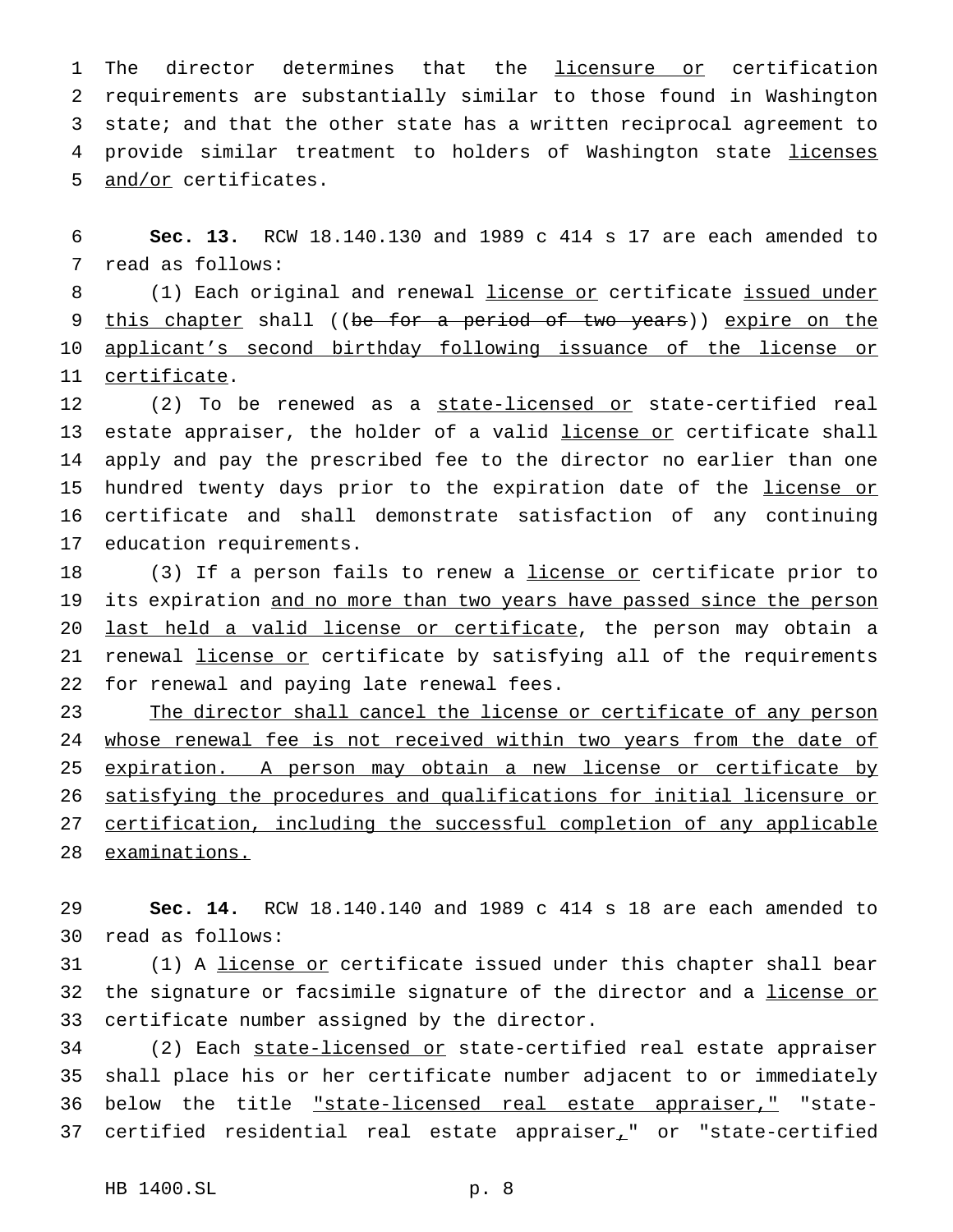The director determines that the licensure or certification requirements are substantially similar to those found in Washington state; and that the other state has a written reciprocal agreement to provide similar treatment to holders of Washington state licenses and/or certificates.

**Sec. 13.** RCW 18.140.130 and 1989 c 414 s 17 are each amended to read as follows:

(1) Each original and renewal license or certificate issued under this chapter shall ((~~be for a period of two years~~)) expire on the applicant's second birthday following issuance of the license or certificate.

(2) To be renewed as a state-licensed or state-certified real estate appraiser, the holder of a valid license or certificate shall apply and pay the prescribed fee to the director no earlier than one hundred twenty days prior to the expiration date of the license or certificate and shall demonstrate satisfaction of any continuing education requirements.

(3) If a person fails to renew a license or certificate prior to its expiration and no more than two years have passed since the person last held a valid license or certificate, the person may obtain a renewal license or certificate by satisfying all of the requirements for renewal and paying late renewal fees.

The director shall cancel the license or certificate of any person whose renewal fee is not received within two years from the date of expiration. A person may obtain a new license or certificate by satisfying the procedures and qualifications for initial licensure or certification, including the successful completion of any applicable examinations.

**Sec. 14.** RCW 18.140.140 and 1989 c 414 s 18 are each amended to read as follows:

(1) A license or certificate issued under this chapter shall bear the signature or facsimile signature of the director and a license or certificate number assigned by the director.

(2) Each state-licensed or state-certified real estate appraiser shall place his or her certificate number adjacent to or immediately below the title "state-licensed real estate appraiser," "state-certified residential real estate appraiser," or "state-certified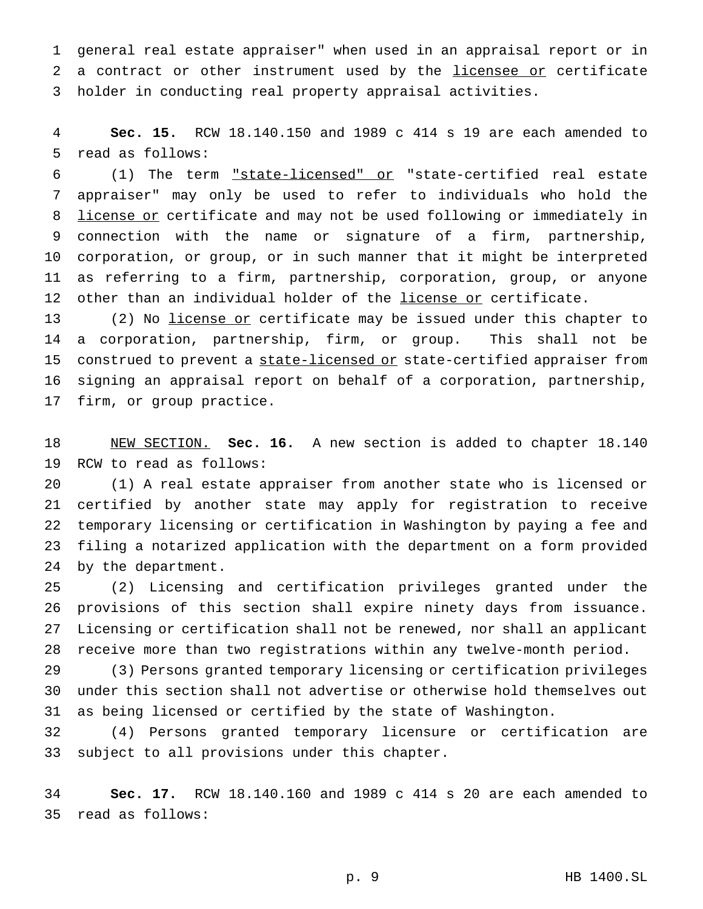general real estate appraiser" when used in an appraisal report or in a contract or other instrument used by the <u>licensee or</u> certificate holder in conducting real property appraisal activities.

**Sec. 15.** RCW 18.140.150 and 1989 c 414 s 19 are each amended to read as follows:

(1) The term <u>"state-licensed" or</u> "state-certified real estate appraiser" may only be used to refer to individuals who hold the <u>license or</u> certificate and may not be used following or immediately in connection with the name or signature of a firm, partnership, corporation, or group, or in such manner that it might be interpreted as referring to a firm, partnership, corporation, group, or anyone other than an individual holder of the <u>license or</u> certificate.

(2) No <u>license or</u> certificate may be issued under this chapter to a corporation, partnership, firm, or group. This shall not be construed to prevent a <u>state-licensed or</u> state-certified appraiser from signing an appraisal report on behalf of a corporation, partnership, firm, or group practice.

<u>NEW SECTION.</u> **Sec. 16.** A new section is added to chapter 18.140 RCW to read as follows:

(1) A real estate appraiser from another state who is licensed or certified by another state may apply for registration to receive temporary licensing or certification in Washington by paying a fee and filing a notarized application with the department on a form provided by the department.

(2) Licensing and certification privileges granted under the provisions of this section shall expire ninety days from issuance. Licensing or certification shall not be renewed, nor shall an applicant receive more than two registrations within any twelve-month period.

(3) Persons granted temporary licensing or certification privileges under this section shall not advertise or otherwise hold themselves out as being licensed or certified by the state of Washington.

(4) Persons granted temporary licensure or certification are subject to all provisions under this chapter.

**Sec. 17.** RCW 18.140.160 and 1989 c 414 s 20 are each amended to read as follows: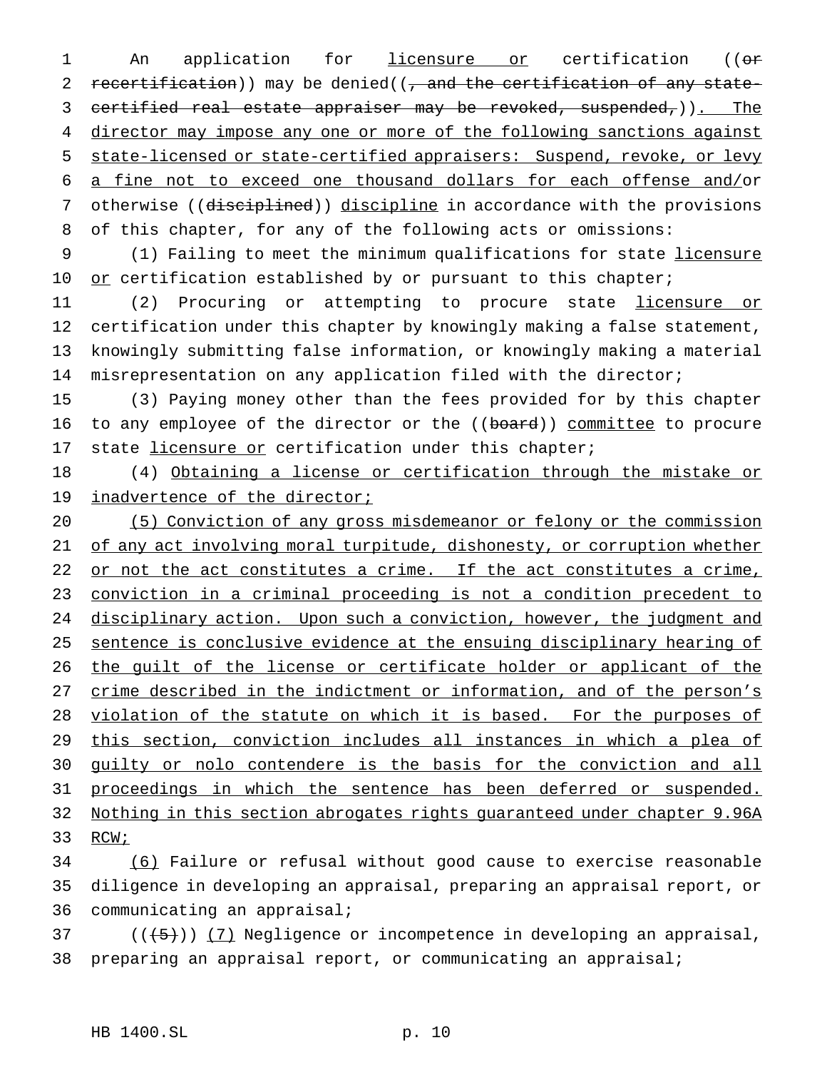An application for licensure or certification ((or recertification)) may be denied((, and the certification of any state-certified real estate appraiser may be revoked, suspended,)). The director may impose any one or more of the following sanctions against state-licensed or state-certified appraisers: Suspend, revoke, or levy a fine not to exceed one thousand dollars for each offense and/or otherwise ((disciplined)) discipline in accordance with the provisions of this chapter, for any of the following acts or omissions:

(1) Failing to meet the minimum qualifications for state licensure or certification established by or pursuant to this chapter;

(2) Procuring or attempting to procure state licensure or certification under this chapter by knowingly making a false statement, knowingly submitting false information, or knowingly making a material misrepresentation on any application filed with the director;

(3) Paying money other than the fees provided for by this chapter to any employee of the director or the ((board)) committee to procure state licensure or certification under this chapter;

(4) Obtaining a license or certification through the mistake or inadvertence of the director;

(5) Conviction of any gross misdemeanor or felony or the commission of any act involving moral turpitude, dishonesty, or corruption whether or not the act constitutes a crime. If the act constitutes a crime, conviction in a criminal proceeding is not a condition precedent to disciplinary action. Upon such a conviction, however, the judgment and sentence is conclusive evidence at the ensuing disciplinary hearing of the guilt of the license or certificate holder or applicant of the crime described in the indictment or information, and of the person's violation of the statute on which it is based. For the purposes of this section, conviction includes all instances in which a plea of guilty or nolo contendere is the basis for the conviction and all proceedings in which the sentence has been deferred or suspended. Nothing in this section abrogates rights guaranteed under chapter 9.96A RCW;

(6) Failure or refusal without good cause to exercise reasonable diligence in developing an appraisal, preparing an appraisal report, or communicating an appraisal;

(((5))) (7) Negligence or incompetence in developing an appraisal, preparing an appraisal report, or communicating an appraisal;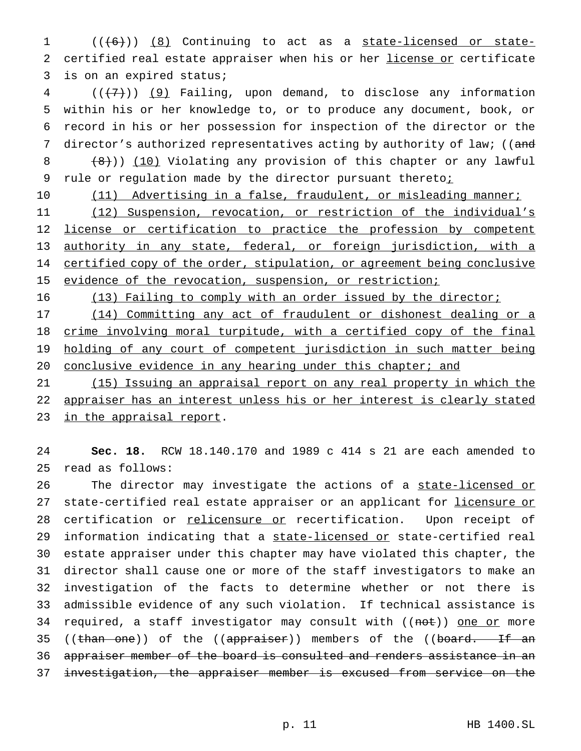((~~(6)~~)) (8) Continuing to act as a state-licensed or state-certified real estate appraiser when his or her license or certificate is on an expired status;

((~~(7)~~)) (9) Failing, upon demand, to disclose any information within his or her knowledge to, or to produce any document, book, or record in his or her possession for inspection of the director or the director's authorized representatives acting by authority of law; ((~~and~~

~~(8)~~)) (10) Violating any provision of this chapter or any lawful rule or regulation made by the director pursuant thereto;

(11) Advertising in a false, fraudulent, or misleading manner;

(12) Suspension, revocation, or restriction of the individual's license or certification to practice the profession by competent authority in any state, federal, or foreign jurisdiction, with a certified copy of the order, stipulation, or agreement being conclusive evidence of the revocation, suspension, or restriction;

(13) Failing to comply with an order issued by the director;

(14) Committing any act of fraudulent or dishonest dealing or a crime involving moral turpitude, with a certified copy of the final holding of any court of competent jurisdiction in such matter being conclusive evidence in any hearing under this chapter; and

(15) Issuing an appraisal report on any real property in which the appraiser has an interest unless his or her interest is clearly stated in the appraisal report.

**Sec. 18.** RCW 18.140.170 and 1989 c 414 s 21 are each amended to read as follows:

The director may investigate the actions of a state-licensed or state-certified real estate appraiser or an applicant for licensure or certification or relicensure or recertification. Upon receipt of information indicating that a state-licensed or state-certified real estate appraiser under this chapter may have violated this chapter, the director shall cause one or more of the staff investigators to make an investigation of the facts to determine whether or not there is admissible evidence of any such violation. If technical assistance is required, a staff investigator may consult with ((~~not~~)) one or more ((~~than one~~)) of the ((~~appraiser~~)) members of the ((~~board. If an appraiser member of the board is consulted and renders assistance in an investigation, the appraiser member is excused from service on the~~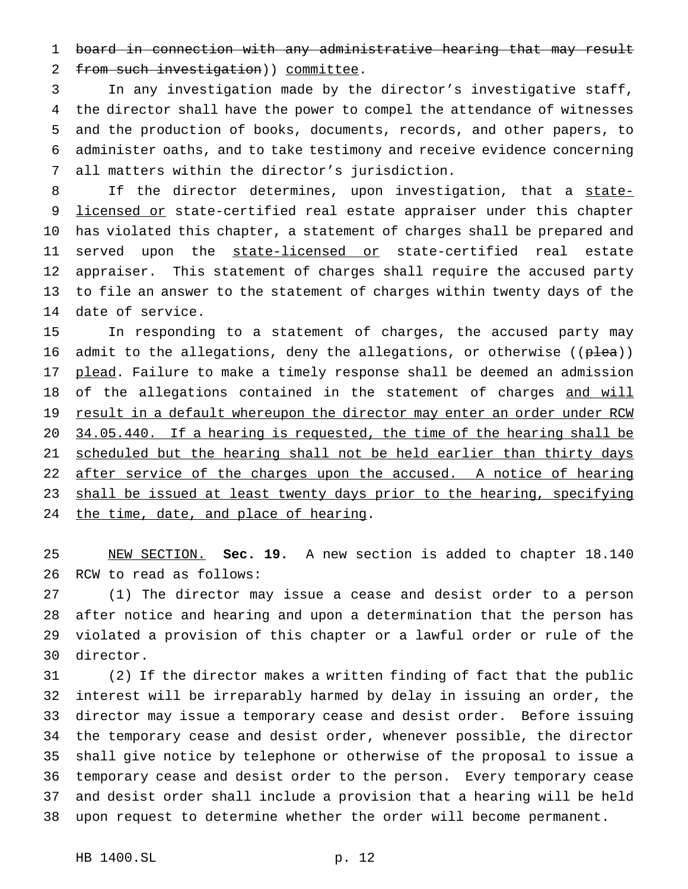~~board in connection with any administrative hearing that may result from such investigation~~)) committee.

In any investigation made by the director's investigative staff, the director shall have the power to compel the attendance of witnesses and the production of books, documents, records, and other papers, to administer oaths, and to take testimony and receive evidence concerning all matters within the director's jurisdiction.

If the director determines, upon investigation, that a state-licensed or state-certified real estate appraiser under this chapter has violated this chapter, a statement of charges shall be prepared and served upon the state-licensed or state-certified real estate appraiser. This statement of charges shall require the accused party to file an answer to the statement of charges within twenty days of the date of service.

In responding to a statement of charges, the accused party may admit to the allegations, deny the allegations, or otherwise ((~~plea~~)) plead. Failure to make a timely response shall be deemed an admission of the allegations contained in the statement of charges and will result in a default whereupon the director may enter an order under RCW 34.05.440. If a hearing is requested, the time of the hearing shall be scheduled but the hearing shall not be held earlier than thirty days after service of the charges upon the accused. A notice of hearing shall be issued at least twenty days prior to the hearing, specifying the time, date, and place of hearing.

NEW SECTION. **Sec. 19.** A new section is added to chapter 18.140 RCW to read as follows:

(1) The director may issue a cease and desist order to a person after notice and hearing and upon a determination that the person has violated a provision of this chapter or a lawful order or rule of the director.

(2) If the director makes a written finding of fact that the public interest will be irreparably harmed by delay in issuing an order, the director may issue a temporary cease and desist order. Before issuing the temporary cease and desist order, whenever possible, the director shall give notice by telephone or otherwise of the proposal to issue a temporary cease and desist order to the person. Every temporary cease and desist order shall include a provision that a hearing will be held upon request to determine whether the order will become permanent.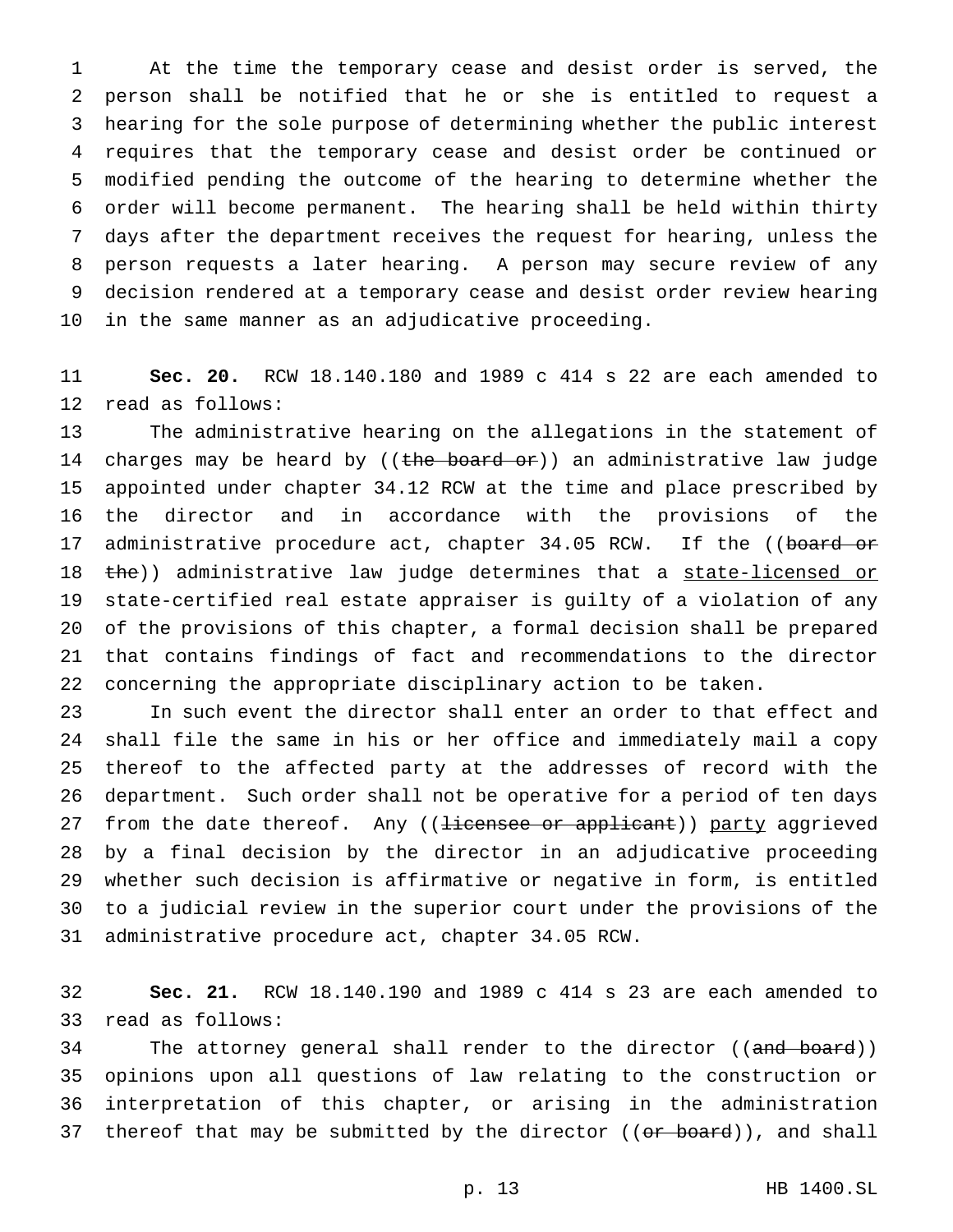At the time the temporary cease and desist order is served, the person shall be notified that he or she is entitled to request a hearing for the sole purpose of determining whether the public interest requires that the temporary cease and desist order be continued or modified pending the outcome of the hearing to determine whether the order will become permanent. The hearing shall be held within thirty days after the department receives the request for hearing, unless the person requests a later hearing. A person may secure review of any decision rendered at a temporary cease and desist order review hearing in the same manner as an adjudicative proceeding.

**Sec. 20.** RCW 18.140.180 and 1989 c 414 s 22 are each amended to read as follows:

The administrative hearing on the allegations in the statement of charges may be heard by ((~~the board or~~)) an administrative law judge appointed under chapter 34.12 RCW at the time and place prescribed by the director and in accordance with the provisions of the administrative procedure act, chapter 34.05 RCW. If the ((~~board or the~~)) administrative law judge determines that a <u>state-licensed or</u> state-certified real estate appraiser is guilty of a violation of any of the provisions of this chapter, a formal decision shall be prepared that contains findings of fact and recommendations to the director concerning the appropriate disciplinary action to be taken.

In such event the director shall enter an order to that effect and shall file the same in his or her office and immediately mail a copy thereof to the affected party at the addresses of record with the department. Such order shall not be operative for a period of ten days from the date thereof. Any ((~~licensee or applicant~~)) <u>party</u> aggrieved by a final decision by the director in an adjudicative proceeding whether such decision is affirmative or negative in form, is entitled to a judicial review in the superior court under the provisions of the administrative procedure act, chapter 34.05 RCW.

**Sec. 21.** RCW 18.140.190 and 1989 c 414 s 23 are each amended to read as follows:

The attorney general shall render to the director ((~~and board~~)) opinions upon all questions of law relating to the construction or interpretation of this chapter, or arising in the administration thereof that may be submitted by the director ((~~or board~~)), and shall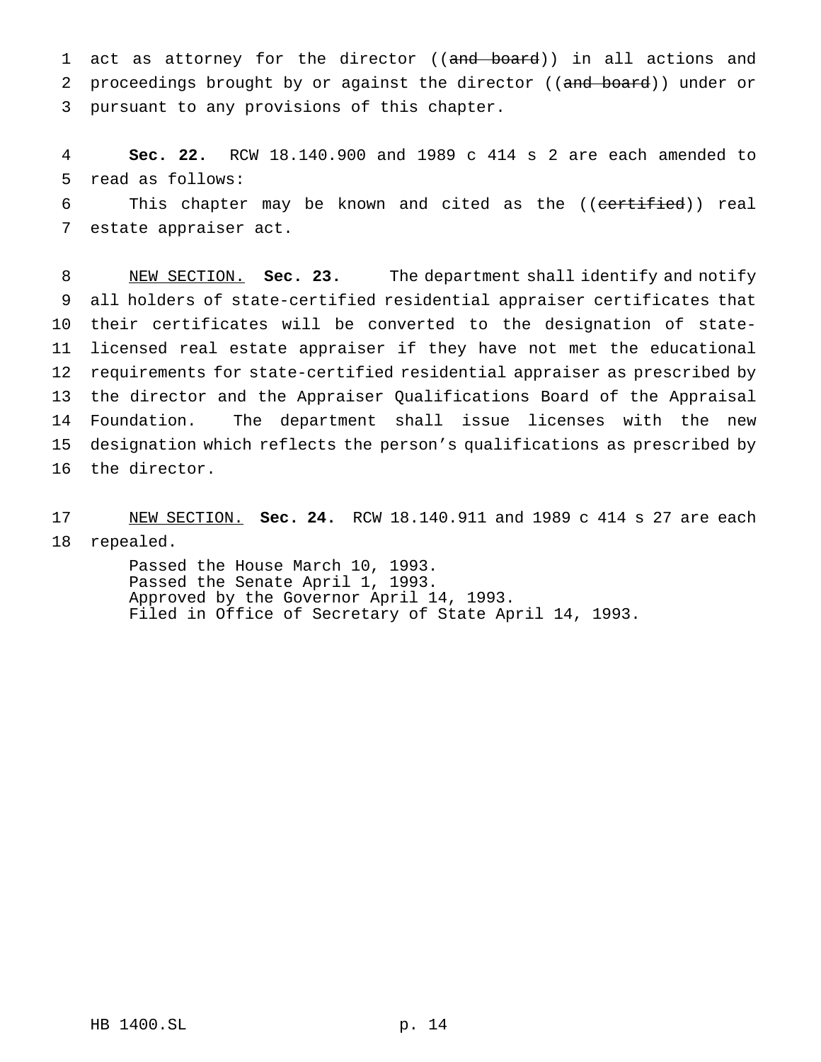act as attorney for the director ((~~and board~~)) in all actions and proceedings brought by or against the director ((~~and board~~)) under or pursuant to any provisions of this chapter.

**Sec. 22.** RCW 18.140.900 and 1989 c 414 s 2 are each amended to read as follows:

This chapter may be known and cited as the ((~~certified~~)) real estate appraiser act.

NEW SECTION. **Sec. 23.** The department shall identify and notify all holders of state-certified residential appraiser certificates that their certificates will be converted to the designation of state-licensed real estate appraiser if they have not met the educational requirements for state-certified residential appraiser as prescribed by the director and the Appraiser Qualifications Board of the Appraisal Foundation. The department shall issue licenses with the new designation which reflects the person's qualifications as prescribed by the director.

NEW SECTION. **Sec. 24.** RCW 18.140.911 and 1989 c 414 s 27 are each repealed.

Passed the House March 10, 1993.
Passed the Senate April 1, 1993.
Approved by the Governor April 14, 1993.
Filed in Office of Secretary of State April 14, 1993.